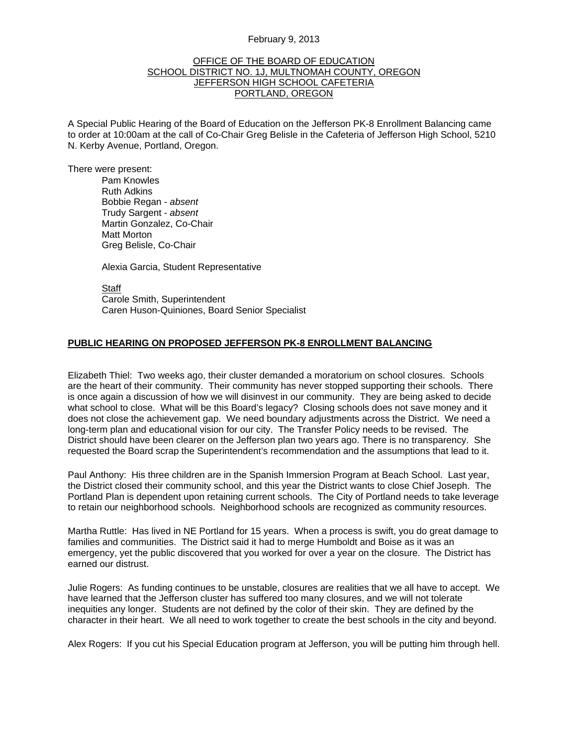February 9, 2013

OFFICE OF THE BOARD OF EDUCATION
SCHOOL DISTRICT NO. 1J, MULTNOMAH COUNTY, OREGON
JEFFERSON HIGH SCHOOL CAFETERIA
PORTLAND, OREGON

A Special Public Hearing of the Board of Education on the Jefferson PK-8 Enrollment Balancing came to order at 10:00am at the call of Co-Chair Greg Belisle in the Cafeteria of Jefferson High School, 5210 N. Kerby Avenue, Portland, Oregon.

There were present:

Pam Knowles
Ruth Adkins
Bobbie Regan - *absent*
Trudy Sargent - *absent*
Martin Gonzalez, Co-Chair
Matt Morton
Greg Belisle, Co-Chair

Alexia Garcia, Student Representative

Staff
Carole Smith, Superintendent
Caren Huson-Quiniones, Board Senior Specialist

**PUBLIC HEARING ON PROPOSED JEFFERSON PK-8 ENROLLMENT BALANCING**

Elizabeth Thiel: Two weeks ago, their cluster demanded a moratorium on school closures. Schools are the heart of their community. Their community has never stopped supporting their schools. There is once again a discussion of how we will disinvest in our community. They are being asked to decide what school to close. What will be this Board's legacy? Closing schools does not save money and it does not close the achievement gap. We need boundary adjustments across the District. We need a long-term plan and educational vision for our city. The Transfer Policy needs to be revised. The District should have been clearer on the Jefferson plan two years ago. There is no transparency. She requested the Board scrap the Superintendent's recommendation and the assumptions that lead to it.

Paul Anthony: His three children are in the Spanish Immersion Program at Beach School. Last year, the District closed their community school, and this year the District wants to close Chief Joseph. The Portland Plan is dependent upon retaining current schools. The City of Portland needs to take leverage to retain our neighborhood schools. Neighborhood schools are recognized as community resources.

Martha Ruttle: Has lived in NE Portland for 15 years. When a process is swift, you do great damage to families and communities. The District said it had to merge Humboldt and Boise as it was an emergency, yet the public discovered that you worked for over a year on the closure. The District has earned our distrust.

Julie Rogers: As funding continues to be unstable, closures are realities that we all have to accept. We have learned that the Jefferson cluster has suffered too many closures, and we will not tolerate inequities any longer. Students are not defined by the color of their skin. They are defined by the character in their heart. We all need to work together to create the best schools in the city and beyond.

Alex Rogers: If you cut his Special Education program at Jefferson, you will be putting him through hell.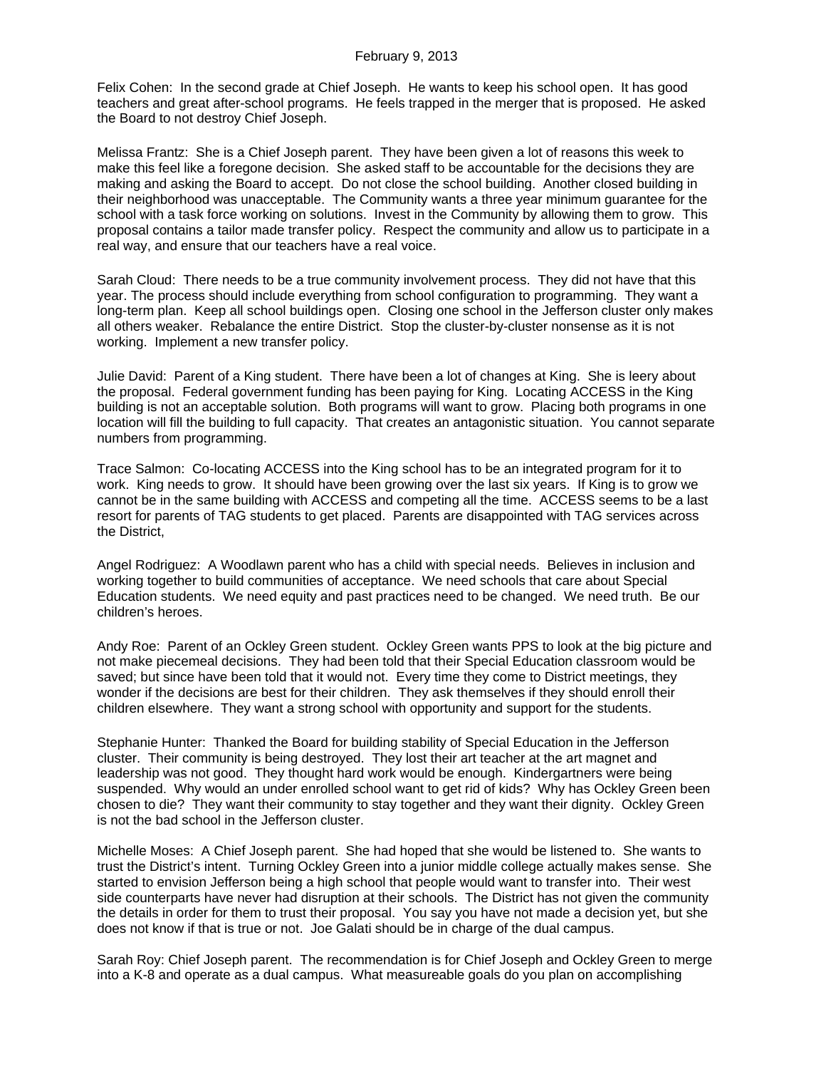February 9, 2013

Felix Cohen: In the second grade at Chief Joseph. He wants to keep his school open. It has good teachers and great after-school programs. He feels trapped in the merger that is proposed. He asked the Board to not destroy Chief Joseph.

Melissa Frantz: She is a Chief Joseph parent. They have been given a lot of reasons this week to make this feel like a foregone decision. She asked staff to be accountable for the decisions they are making and asking the Board to accept. Do not close the school building. Another closed building in their neighborhood was unacceptable. The Community wants a three year minimum guarantee for the school with a task force working on solutions. Invest in the Community by allowing them to grow. This proposal contains a tailor made transfer policy. Respect the community and allow us to participate in a real way, and ensure that our teachers have a real voice.

Sarah Cloud: There needs to be a true community involvement process. They did not have that this year. The process should include everything from school configuration to programming. They want a long-term plan. Keep all school buildings open. Closing one school in the Jefferson cluster only makes all others weaker. Rebalance the entire District. Stop the cluster-by-cluster nonsense as it is not working. Implement a new transfer policy.

Julie David: Parent of a King student. There have been a lot of changes at King. She is leery about the proposal. Federal government funding has been paying for King. Locating ACCESS in the King building is not an acceptable solution. Both programs will want to grow. Placing both programs in one location will fill the building to full capacity. That creates an antagonistic situation. You cannot separate numbers from programming.

Trace Salmon: Co-locating ACCESS into the King school has to be an integrated program for it to work. King needs to grow. It should have been growing over the last six years. If King is to grow we cannot be in the same building with ACCESS and competing all the time. ACCESS seems to be a last resort for parents of TAG students to get placed. Parents are disappointed with TAG services across the District,

Angel Rodriguez: A Woodlawn parent who has a child with special needs. Believes in inclusion and working together to build communities of acceptance. We need schools that care about Special Education students. We need equity and past practices need to be changed. We need truth. Be our children's heroes.

Andy Roe: Parent of an Ockley Green student. Ockley Green wants PPS to look at the big picture and not make piecemeal decisions. They had been told that their Special Education classroom would be saved; but since have been told that it would not. Every time they come to District meetings, they wonder if the decisions are best for their children. They ask themselves if they should enroll their children elsewhere. They want a strong school with opportunity and support for the students.

Stephanie Hunter: Thanked the Board for building stability of Special Education in the Jefferson cluster. Their community is being destroyed. They lost their art teacher at the art magnet and leadership was not good. They thought hard work would be enough. Kindergartners were being suspended. Why would an under enrolled school want to get rid of kids? Why has Ockley Green been chosen to die? They want their community to stay together and they want their dignity. Ockley Green is not the bad school in the Jefferson cluster.

Michelle Moses: A Chief Joseph parent. She had hoped that she would be listened to. She wants to trust the District's intent. Turning Ockley Green into a junior middle college actually makes sense. She started to envision Jefferson being a high school that people would want to transfer into. Their west side counterparts have never had disruption at their schools. The District has not given the community the details in order for them to trust their proposal. You say you have not made a decision yet, but she does not know if that is true or not. Joe Galati should be in charge of the dual campus.

Sarah Roy: Chief Joseph parent. The recommendation is for Chief Joseph and Ockley Green to merge into a K-8 and operate as a dual campus. What measureable goals do you plan on accomplishing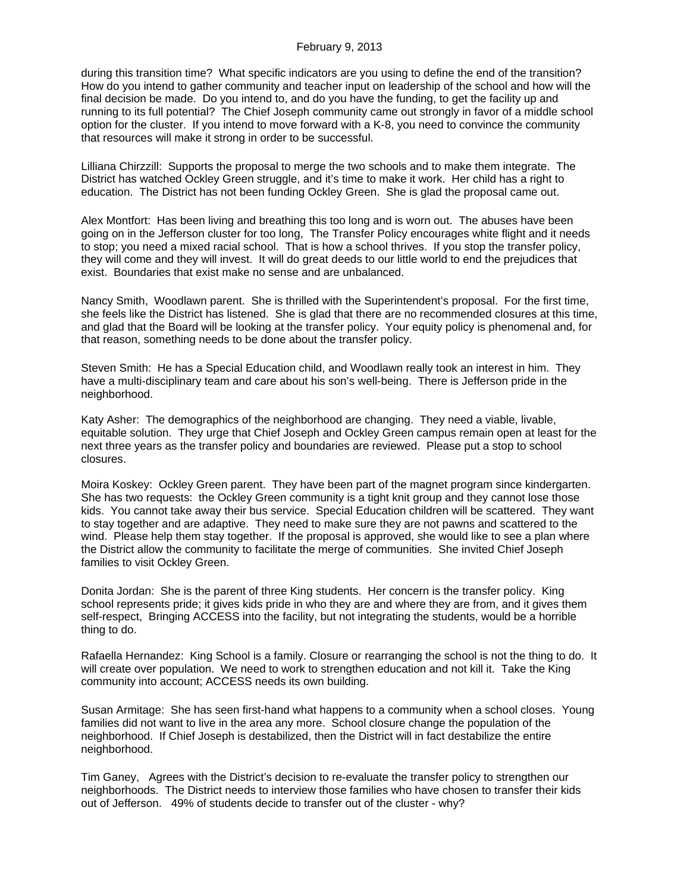during this transition time? What specific indicators are you using to define the end of the transition? How do you intend to gather community and teacher input on leadership of the school and how will the final decision be made. Do you intend to, and do you have the funding, to get the facility up and running to its full potential? The Chief Joseph community came out strongly in favor of a middle school option for the cluster. If you intend to move forward with a K-8, you need to convince the community that resources will make it strong in order to be successful.

Lilliana Chirzzill: Supports the proposal to merge the two schools and to make them integrate. The District has watched Ockley Green struggle, and it's time to make it work. Her child has a right to education. The District has not been funding Ockley Green. She is glad the proposal came out.

Alex Montfort: Has been living and breathing this too long and is worn out. The abuses have been going on in the Jefferson cluster for too long, The Transfer Policy encourages white flight and it needs to stop; you need a mixed racial school. That is how a school thrives. If you stop the transfer policy, they will come and they will invest. It will do great deeds to our little world to end the prejudices that exist. Boundaries that exist make no sense and are unbalanced.

Nancy Smith, Woodlawn parent. She is thrilled with the Superintendent's proposal. For the first time, she feels like the District has listened. She is glad that there are no recommended closures at this time, and glad that the Board will be looking at the transfer policy. Your equity policy is phenomenal and, for that reason, something needs to be done about the transfer policy.

Steven Smith: He has a Special Education child, and Woodlawn really took an interest in him. They have a multi-disciplinary team and care about his son's well-being. There is Jefferson pride in the neighborhood.

Katy Asher: The demographics of the neighborhood are changing. They need a viable, livable, equitable solution. They urge that Chief Joseph and Ockley Green campus remain open at least for the next three years as the transfer policy and boundaries are reviewed. Please put a stop to school closures.

Moira Koskey: Ockley Green parent. They have been part of the magnet program since kindergarten. She has two requests: the Ockley Green community is a tight knit group and they cannot lose those kids. You cannot take away their bus service. Special Education children will be scattered. They want to stay together and are adaptive. They need to make sure they are not pawns and scattered to the wind. Please help them stay together. If the proposal is approved, she would like to see a plan where the District allow the community to facilitate the merge of communities. She invited Chief Joseph families to visit Ockley Green.

Donita Jordan: She is the parent of three King students. Her concern is the transfer policy. King school represents pride; it gives kids pride in who they are and where they are from, and it gives them self-respect, Bringing ACCESS into the facility, but not integrating the students, would be a horrible thing to do.

Rafaella Hernandez: King School is a family. Closure or rearranging the school is not the thing to do. It will create over population. We need to work to strengthen education and not kill it. Take the King community into account; ACCESS needs its own building.

Susan Armitage: She has seen first-hand what happens to a community when a school closes. Young families did not want to live in the area any more. School closure change the population of the neighborhood. If Chief Joseph is destabilized, then the District will in fact destabilize the entire neighborhood.

Tim Ganey, Agrees with the District's decision to re-evaluate the transfer policy to strengthen our neighborhoods. The District needs to interview those families who have chosen to transfer their kids out of Jefferson. 49% of students decide to transfer out of the cluster - why?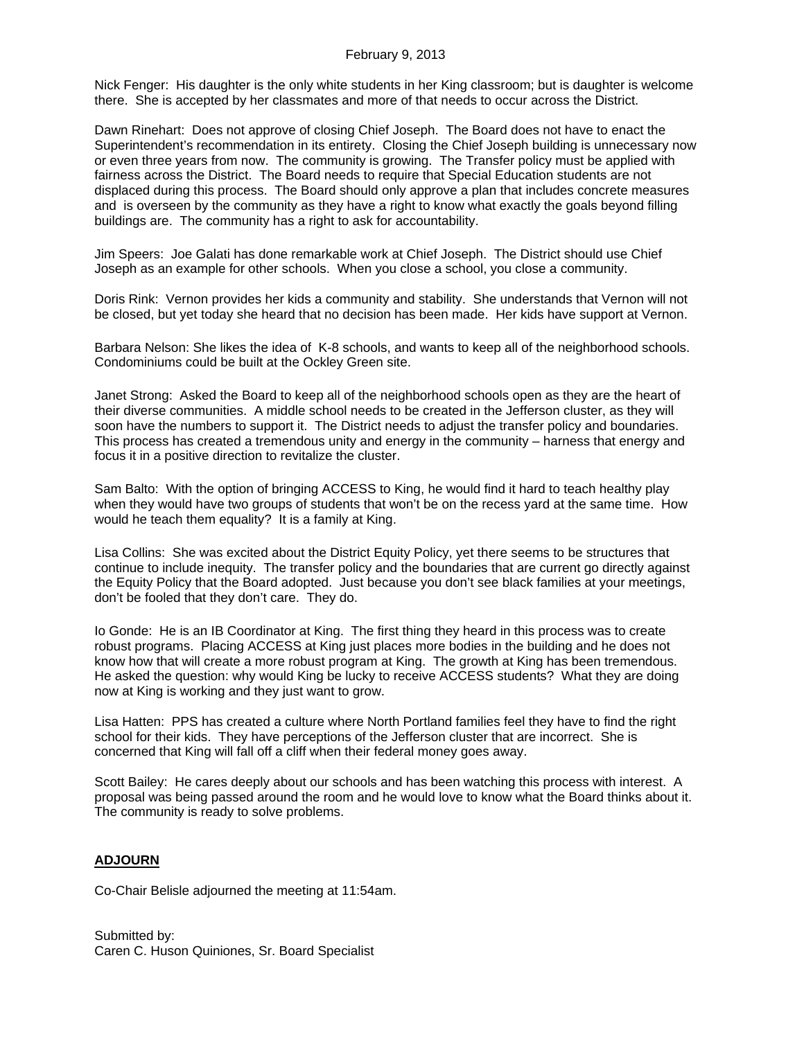Nick Fenger: His daughter is the only white students in her King classroom; but is daughter is welcome there. She is accepted by her classmates and more of that needs to occur across the District.

Dawn Rinehart: Does not approve of closing Chief Joseph. The Board does not have to enact the Superintendent's recommendation in its entirety. Closing the Chief Joseph building is unnecessary now or even three years from now. The community is growing. The Transfer policy must be applied with fairness across the District. The Board needs to require that Special Education students are not displaced during this process. The Board should only approve a plan that includes concrete measures and is overseen by the community as they have a right to know what exactly the goals beyond filling buildings are. The community has a right to ask for accountability.

Jim Speers: Joe Galati has done remarkable work at Chief Joseph. The District should use Chief Joseph as an example for other schools. When you close a school, you close a community.

Doris Rink: Vernon provides her kids a community and stability. She understands that Vernon will not be closed, but yet today she heard that no decision has been made. Her kids have support at Vernon.

Barbara Nelson: She likes the idea of K-8 schools, and wants to keep all of the neighborhood schools. Condominiums could be built at the Ockley Green site.

Janet Strong: Asked the Board to keep all of the neighborhood schools open as they are the heart of their diverse communities. A middle school needs to be created in the Jefferson cluster, as they will soon have the numbers to support it. The District needs to adjust the transfer policy and boundaries. This process has created a tremendous unity and energy in the community – harness that energy and focus it in a positive direction to revitalize the cluster.

Sam Balto: With the option of bringing ACCESS to King, he would find it hard to teach healthy play when they would have two groups of students that won't be on the recess yard at the same time. How would he teach them equality? It is a family at King.

Lisa Collins: She was excited about the District Equity Policy, yet there seems to be structures that continue to include inequity. The transfer policy and the boundaries that are current go directly against the Equity Policy that the Board adopted. Just because you don't see black families at your meetings, don't be fooled that they don't care. They do.

Io Gonde: He is an IB Coordinator at King. The first thing they heard in this process was to create robust programs. Placing ACCESS at King just places more bodies in the building and he does not know how that will create a more robust program at King. The growth at King has been tremendous. He asked the question: why would King be lucky to receive ACCESS students? What they are doing now at King is working and they just want to grow.

Lisa Hatten: PPS has created a culture where North Portland families feel they have to find the right school for their kids. They have perceptions of the Jefferson cluster that are incorrect. She is concerned that King will fall off a cliff when their federal money goes away.

Scott Bailey: He cares deeply about our schools and has been watching this process with interest. A proposal was being passed around the room and he would love to know what the Board thinks about it. The community is ready to solve problems.

## ADJOURN

Co-Chair Belisle adjourned the meeting at 11:54am.

Submitted by:
Caren C. Huson Quiniones, Sr. Board Specialist